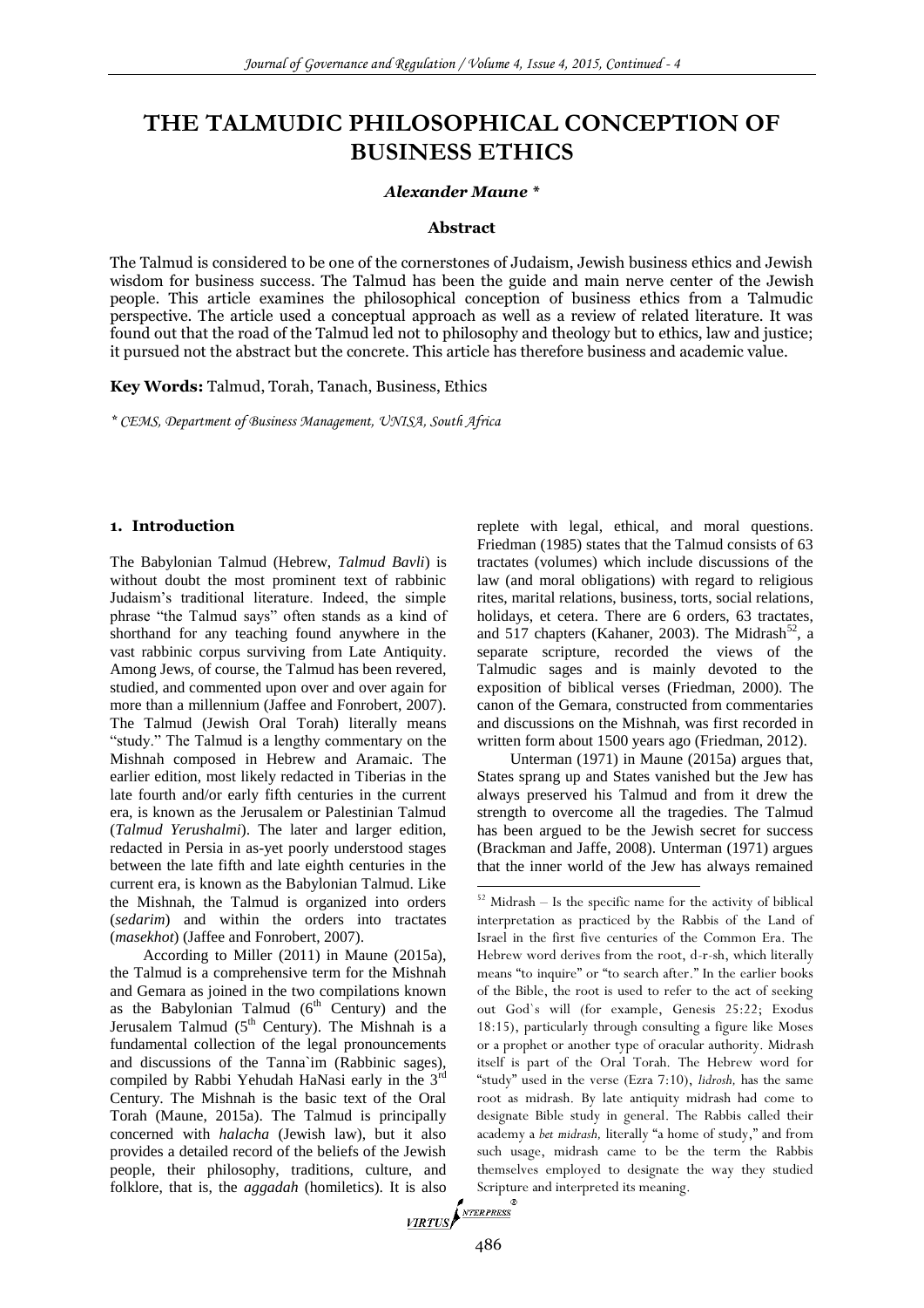# THE TALMUDIC PHILOSOPHICAL CONCEPTION OF BUSINESS ETHICS

***Alexander Maune \****

**Abstract**

The Talmud is considered to be one of the cornerstones of Judaism, Jewish business ethics and Jewish wisdom for business success. The Talmud has been the guide and main nerve center of the Jewish people. This article examines the philosophical conception of business ethics from a Talmudic perspective. The article used a conceptual approach as well as a review of related literature. It was found out that the road of the Talmud led not to philosophy and theology but to ethics, law and justice; it pursued not the abstract but the concrete. This article has therefore business and academic value.

**Key Words:** Talmud, Torah, Tanach, Business, Ethics

*\* CEMS, Department of Business Management, UNISA, South Africa*

## 1. Introduction

The Babylonian Talmud (Hebrew, *Talmud Bavli*) is without doubt the most prominent text of rabbinic Judaism's traditional literature. Indeed, the simple phrase "the Talmud says" often stands as a kind of shorthand for any teaching found anywhere in the vast rabbinic corpus surviving from Late Antiquity. Among Jews, of course, the Talmud has been revered, studied, and commented upon over and over again for more than a millennium (Jaffee and Fonrobert, 2007). The Talmud (Jewish Oral Torah) literally means "study." The Talmud is a lengthy commentary on the Mishnah composed in Hebrew and Aramaic. The earlier edition, most likely redacted in Tiberias in the late fourth and/or early fifth centuries in the current era, is known as the Jerusalem or Palestinian Talmud (*Talmud Yerushalmi*). The later and larger edition, redacted in Persia in as-yet poorly understood stages between the late fifth and late eighth centuries in the current era, is known as the Babylonian Talmud. Like the Mishnah, the Talmud is organized into orders (*sedarim*) and within the orders into tractates (*masekhot*) (Jaffee and Fonrobert, 2007).

According to Miller (2011) in Maune (2015a), the Talmud is a comprehensive term for the Mishnah and Gemara as joined in the two compilations known as the Babylonian Talmud (6th Century) and the Jerusalem Talmud (5th Century). The Mishnah is a fundamental collection of the legal pronouncements and discussions of the Tanna`im (Rabbinic sages), compiled by Rabbi Yehudah HaNasi early in the 3rd Century. The Mishnah is the basic text of the Oral Torah (Maune, 2015a). The Talmud is principally concerned with *halacha* (Jewish law), but it also provides a detailed record of the beliefs of the Jewish people, their philosophy, traditions, culture, and folklore, that is, the *aggadah* (homiletics). It is also replete with legal, ethical, and moral questions. Friedman (1985) states that the Talmud consists of 63 tractates (volumes) which include discussions of the law (and moral obligations) with regard to religious rites, marital relations, business, torts, social relations, holidays, et cetera. There are 6 orders, 63 tractates, and 517 chapters (Kahaner, 2003). The Midrash[52], a separate scripture, recorded the views of the Talmudic sages and is mainly devoted to the exposition of biblical verses (Friedman, 2000). The canon of the Gemara, constructed from commentaries and discussions on the Mishnah, was first recorded in written form about 1500 years ago (Friedman, 2012).

Unterman (1971) in Maune (2015a) argues that, States sprang up and States vanished but the Jew has always preserved his Talmud and from it drew the strength to overcome all the tragedies. The Talmud has been argued to be the Jewish secret for success (Brackman and Jaffe, 2008). Unterman (1971) argues that the inner world of the Jew has always remained

[52] Midrash – Is the specific name for the activity of biblical interpretation as practiced by the Rabbis of the Land of Israel in the first five centuries of the Common Era. The Hebrew word derives from the root, d-r-sh, which literally means "to inquire" or "to search after." In the earlier books of the Bible, the root is used to refer to the act of seeking out God`s will (for example, Genesis 25:22; Exodus 18:15), particularly through consulting a figure like Moses or a prophet or another type of oracular authority. Midrash itself is part of the Oral Torah. The Hebrew word for "study" used in the verse (Ezra 7:10), *lidrosh,* has the same root as midrash. By late antiquity midrash had come to designate Bible study in general. The Rabbis called their academy a *bet midrash,* literally "a home of study," and from such usage, midrash came to be the term the Rabbis themselves employed to designate the way they studied Scripture and interpreted its meaning.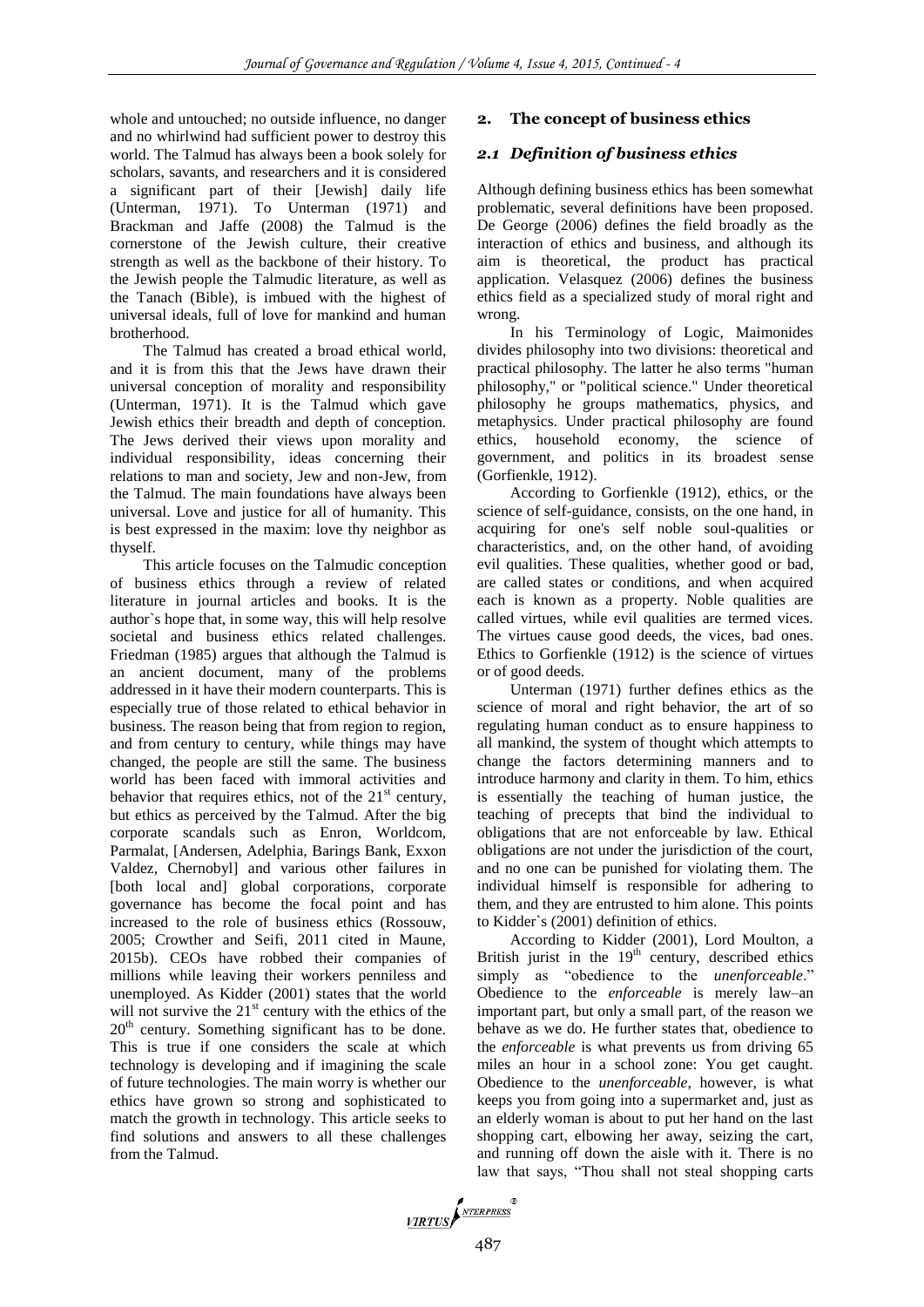whole and untouched; no outside influence, no danger and no whirlwind had sufficient power to destroy this world. The Talmud has always been a book solely for scholars, savants, and researchers and it is considered a significant part of their [Jewish] daily life (Unterman, 1971). To Unterman (1971) and Brackman and Jaffe (2008) the Talmud is the cornerstone of the Jewish culture, their creative strength as well as the backbone of their history. To the Jewish people the Talmudic literature, as well as the Tanach (Bible), is imbued with the highest of universal ideals, full of love for mankind and human brotherhood.

The Talmud has created a broad ethical world, and it is from this that the Jews have drawn their universal conception of morality and responsibility (Unterman, 1971). It is the Talmud which gave Jewish ethics their breadth and depth of conception. The Jews derived their views upon morality and individual responsibility, ideas concerning their relations to man and society, Jew and non-Jew, from the Talmud. The main foundations have always been universal. Love and justice for all of humanity. This is best expressed in the maxim: love thy neighbor as thyself.

This article focuses on the Talmudic conception of business ethics through a review of related literature in journal articles and books. It is the author`s hope that, in some way, this will help resolve societal and business ethics related challenges. Friedman (1985) argues that although the Talmud is an ancient document, many of the problems addressed in it have their modern counterparts. This is especially true of those related to ethical behavior in business. The reason being that from region to region, and from century to century, while things may have changed, the people are still the same. The business world has been faced with immoral activities and behavior that requires ethics, not of the 21st century, but ethics as perceived by the Talmud. After the big corporate scandals such as Enron, Worldcom, Parmalat, [Andersen, Adelphia, Barings Bank, Exxon Valdez, Chernobyl] and various other failures in [both local and] global corporations, corporate governance has become the focal point and has increased to the role of business ethics (Rossouw, 2005; Crowther and Seifi, 2011 cited in Maune, 2015b). CEOs have robbed their companies of millions while leaving their workers penniless and unemployed. As Kidder (2001) states that the world will not survive the 21st century with the ethics of the 20th century. Something significant has to be done. This is true if one considers the scale at which technology is developing and if imagining the scale of future technologies. The main worry is whether our ethics have grown so strong and sophisticated to match the growth in technology. This article seeks to find solutions and answers to all these challenges from the Talmud.

## 2. The concept of business ethics

### *2.1 Definition of business ethics*

Although defining business ethics has been somewhat problematic, several definitions have been proposed. De George (2006) defines the field broadly as the interaction of ethics and business, and although its aim is theoretical, the product has practical application. Velasquez (2006) defines the business ethics field as a specialized study of moral right and wrong.

In his Terminology of Logic, Maimonides divides philosophy into two divisions: theoretical and practical philosophy. The latter he also terms "human philosophy," or "political science." Under theoretical philosophy he groups mathematics, physics, and metaphysics. Under practical philosophy are found ethics, household economy, the science of government, and politics in its broadest sense (Gorfienkle, 1912).

According to Gorfienkle (1912), ethics, or the science of self-guidance, consists, on the one hand, in acquiring for one's self noble soul-qualities or characteristics, and, on the other hand, of avoiding evil qualities. These qualities, whether good or bad, are called states or conditions, and when acquired each is known as a property. Noble qualities are called virtues, while evil qualities are termed vices. The virtues cause good deeds, the vices, bad ones. Ethics to Gorfienkle (1912) is the science of virtues or of good deeds.

Unterman (1971) further defines ethics as the science of moral and right behavior, the art of so regulating human conduct as to ensure happiness to all mankind, the system of thought which attempts to change the factors determining manners and to introduce harmony and clarity in them. To him, ethics is essentially the teaching of human justice, the teaching of precepts that bind the individual to obligations that are not enforceable by law. Ethical obligations are not under the jurisdiction of the court, and no one can be punished for violating them. The individual himself is responsible for adhering to them, and they are entrusted to him alone. This points to Kidder`s (2001) definition of ethics.

According to Kidder (2001), Lord Moulton, a British jurist in the 19th century, described ethics simply as "obedience to the *unenforceable*." Obedience to the *enforceable* is merely law–an important part, but only a small part, of the reason we behave as we do. He further states that, obedience to the *enforceable* is what prevents us from driving 65 miles an hour in a school zone: You get caught. Obedience to the *unenforceable*, however, is what keeps you from going into a supermarket and, just as an elderly woman is about to put her hand on the last shopping cart, elbowing her away, seizing the cart, and running off down the aisle with it. There is no law that says, "Thou shall not steal shopping carts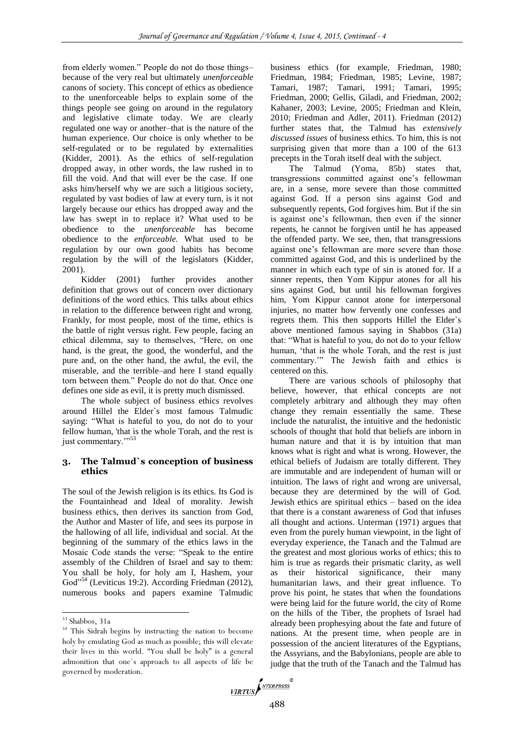from elderly women." People do not do those things–because of the very real but ultimately *unenforceable* canons of society. This concept of ethics as obedience to the unenforceable helps to explain some of the things people see going on around in the regulatory and legislative climate today. We are clearly regulated one way or another–that is the nature of the human experience. Our choice is only whether to be self-regulated or to be regulated by externalities (Kidder, 2001). As the ethics of self-regulation dropped away, in other words, the law rushed in to fill the void. And that will ever be the case. If one asks him/herself why we are such a litigious society, regulated by vast bodies of law at every turn, is it not largely because our ethics has dropped away and the law has swept in to replace it? What used to be obedience to the *unenforceable* has become obedience to the *enforceable.* What used to be regulation by our own good habits has become regulation by the will of the legislators (Kidder, 2001).

Kidder (2001) further provides another definition that grows out of concern over dictionary definitions of the word ethics. This talks about ethics in relation to the difference between right and wrong. Frankly, for most people, most of the time, ethics is the battle of right versus right. Few people, facing an ethical dilemma, say to themselves, "Here, on one hand, is the great, the good, the wonderful, and the pure and, on the other hand, the awful, the evil, the miserable, and the terrible–and here I stand equally torn between them." People do not do that. Once one defines one side as evil, it is pretty much dismissed.

The whole subject of business ethics revolves around Hillel the Elder`s most famous Talmudic saying: "What is hateful to you, do not do to your fellow human, 'that is the whole Torah, and the rest is just commentary.'"[53]

## 3. The Talmud`s conception of business ethics

The soul of the Jewish religion is its ethics. Its God is the Fountainhead and Ideal of morality. Jewish business ethics, then derives its sanction from God, the Author and Master of life, and sees its purpose in the hallowing of all life, individual and social. At the beginning of the summary of the ethics laws in the Mosaic Code stands the verse: "Speak to the entire assembly of the Children of Israel and say to them: You shall be holy, for holy am I, Hashem, your God"[54] (Leviticus 19:2). According Friedman (2012), numerous books and papers examine Talmudic business ethics (for example, Friedman, 1980; Friedman, 1984; Friedman, 1985; Levine, 1987; Tamari, 1987; Tamari, 1991; Tamari, 1995; Friedman, 2000; Gellis, Giladi, and Friedman, 2002; Kahaner, 2003; Levine, 2005; Friedman and Klein, 2010; Friedman and Adler, 2011). Friedman (2012) further states that, the Talmud has *extensively discussed issues* of business ethics. To him, this is not surprising given that more than a 100 of the 613 precepts in the Torah itself deal with the subject.

The Talmud (Yoma, 85b) states that, transgressions committed against one's fellowman are, in a sense, more severe than those committed against God. If a person sins against God and subsequently repents, God forgives him. But if the sin is against one's fellowman, then even if the sinner repents, he cannot be forgiven until he has appeased the offended party. We see, then, that transgressions against one's fellowman are more severe than those committed against God, and this is underlined by the manner in which each type of sin is atoned for. If a sinner repents, then Yom Kippur atones for all his sins against God, but until his fellowman forgives him, Yom Kippur cannot atone for interpersonal injuries, no matter how fervently one confesses and regrets them. This then supports Hillel the Elder`s above mentioned famous saying in Shabbos (31a) that: "What is hateful to you, do not do to your fellow human, 'that is the whole Torah, and the rest is just commentary.'" The Jewish faith and ethics is centered on this.

There are various schools of philosophy that believe, however, that ethical concepts are not completely arbitrary and although they may often change they remain essentially the same. These include the naturalist, the intuitive and the hedonistic schools of thought that hold that beliefs are inborn in human nature and that it is by intuition that man knows what is right and what is wrong. However, the ethical beliefs of Judaism are totally different. They are immutable and are independent of human will or intuition. The laws of right and wrong are universal, because they are determined by the will of God. Jewish ethics are spiritual ethics – based on the idea that there is a constant awareness of God that infuses all thought and actions. Unterman (1971) argues that even from the purely human viewpoint, in the light of everyday experience, the Tanach and the Talmud are the greatest and most glorious works of ethics; this to him is true as regards their prismatic clarity, as well as their historical significance, their many humanitarian laws, and their great influence. To prove his point, he states that when the foundations were being laid for the future world, the city of Rome on the hills of the Tiber, the prophets of Israel had already been prophesying about the fate and future of nations. At the present time, when people are in possession of the ancient literatures of the Egyptians, the Assyrians, and the Babylonians, people are able to judge that the truth of the Tanach and the Talmud has

---

[53] Shabbos, 31a

[54] This Sidrah begins by instructing the nation to become holy by emulating God as much as possible; this will elevate their lives in this world. "You shall be holy" is a general admonition that one`s approach to all aspects of life be governed by moderation.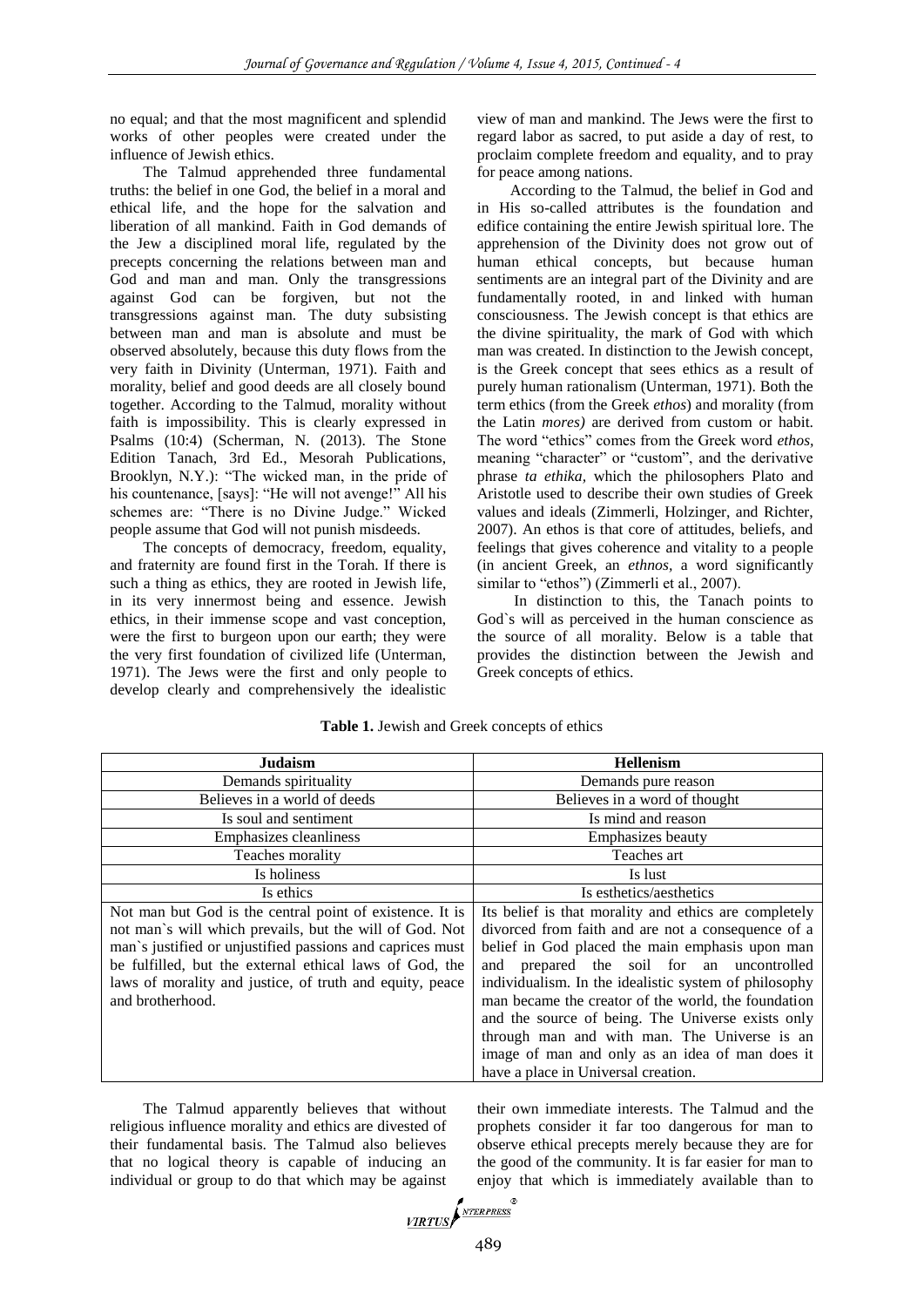no equal; and that the most magnificent and splendid works of other peoples were created under the influence of Jewish ethics.

The Talmud apprehended three fundamental truths: the belief in one God, the belief in a moral and ethical life, and the hope for the salvation and liberation of all mankind. Faith in God demands of the Jew a disciplined moral life, regulated by the precepts concerning the relations between man and God and man and man. Only the transgressions against God can be forgiven, but not the transgressions against man. The duty subsisting between man and man is absolute and must be observed absolutely, because this duty flows from the very faith in Divinity (Unterman, 1971). Faith and morality, belief and good deeds are all closely bound together. According to the Talmud, morality without faith is impossibility. This is clearly expressed in Psalms (10:4) (Scherman, N. (2013). The Stone Edition Tanach, 3rd Ed., Mesorah Publications, Brooklyn, N.Y.): "The wicked man, in the pride of his countenance, [says]: "He will not avenge!" All his schemes are: "There is no Divine Judge." Wicked people assume that God will not punish misdeeds.

The concepts of democracy, freedom, equality, and fraternity are found first in the Torah. If there is such a thing as ethics, they are rooted in Jewish life, in its very innermost being and essence. Jewish ethics, in their immense scope and vast conception, were the first to burgeon upon our earth; they were the very first foundation of civilized life (Unterman, 1971). The Jews were the first and only people to develop clearly and comprehensively the idealistic view of man and mankind. The Jews were the first to regard labor as sacred, to put aside a day of rest, to proclaim complete freedom and equality, and to pray for peace among nations.

According to the Talmud, the belief in God and in His so-called attributes is the foundation and edifice containing the entire Jewish spiritual lore. The apprehension of the Divinity does not grow out of human ethical concepts, but because human sentiments are an integral part of the Divinity and are fundamentally rooted, in and linked with human consciousness. The Jewish concept is that ethics are the divine spirituality, the mark of God with which man was created. In distinction to the Jewish concept, is the Greek concept that sees ethics as a result of purely human rationalism (Unterman, 1971). Both the term ethics (from the Greek *ethos*) and morality (from the Latin *mores)* are derived from custom or habit. The word "ethics" comes from the Greek word *ethos,* meaning "character" or "custom", and the derivative phrase *ta ethika,* which the philosophers Plato and Aristotle used to describe their own studies of Greek values and ideals (Zimmerli, Holzinger, and Richter, 2007). An ethos is that core of attitudes, beliefs, and feelings that gives coherence and vitality to a people (in ancient Greek, an *ethnos*, a word significantly similar to "ethos") (Zimmerli et al., 2007).

In distinction to this, the Tanach points to God`s will as perceived in the human conscience as the source of all morality. Below is a table that provides the distinction between the Jewish and Greek concepts of ethics.

**Table 1.** Jewish and Greek concepts of ethics

| Judaism | Hellenism |
|---|---|
| Demands spirituality | Demands pure reason |
| Believes in a world of deeds | Believes in a word of thought |
| Is soul and sentiment | Is mind and reason |
| Emphasizes cleanliness | Emphasizes beauty |
| Teaches morality | Teaches art |
| Is holiness | Is lust |
| Is ethics | Is esthetics/aesthetics |
| Not man but God is the central point of existence. It is not man`s will which prevails, but the will of God. Not man`s justified or unjustified passions and caprices must be fulfilled, but the external ethical laws of God, the laws of morality and justice, of truth and equity, peace and brotherhood. | Its belief is that morality and ethics are completely divorced from faith and are not a consequence of a belief in God placed the main emphasis upon man and prepared the soil for an uncontrolled individualism. In the idealistic system of philosophy man became the creator of the world, the foundation and the source of being. The Universe exists only through man and with man. The Universe is an image of man and only as an idea of man does it have a place in Universal creation. |

The Talmud apparently believes that without religious influence morality and ethics are divested of their fundamental basis. The Talmud also believes that no logical theory is capable of inducing an individual or group to do that which may be against their own immediate interests. The Talmud and the prophets consider it far too dangerous for man to observe ethical precepts merely because they are for the good of the community. It is far easier for man to enjoy that which is immediately available than to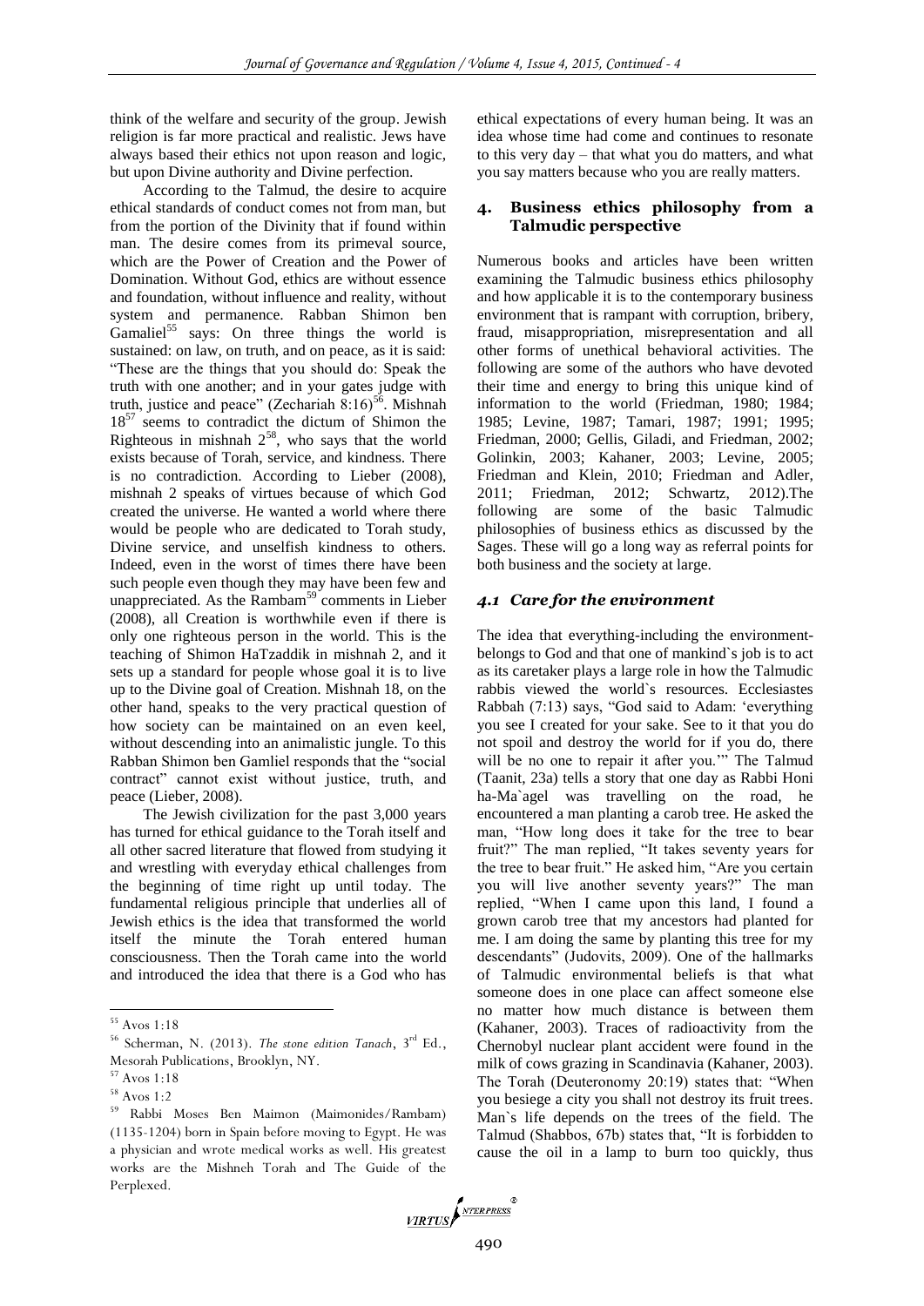think of the welfare and security of the group. Jewish religion is far more practical and realistic. Jews have always based their ethics not upon reason and logic, but upon Divine authority and Divine perfection.

According to the Talmud, the desire to acquire ethical standards of conduct comes not from man, but from the portion of the Divinity that if found within man. The desire comes from its primeval source, which are the Power of Creation and the Power of Domination. Without God, ethics are without essence and foundation, without influence and reality, without system and permanence. Rabban Shimon ben Gamaliel[55] says: On three things the world is sustained: on law, on truth, and on peace, as it is said: "These are the things that you should do: Speak the truth with one another; and in your gates judge with truth, justice and peace" (Zechariah 8:16)[56]. Mishnah 18[57] seems to contradict the dictum of Shimon the Righteous in mishnah 2[58], who says that the world exists because of Torah, service, and kindness. There is no contradiction. According to Lieber (2008), mishnah 2 speaks of virtues because of which God created the universe. He wanted a world where there would be people who are dedicated to Torah study, Divine service, and unselfish kindness to others. Indeed, even in the worst of times there have been such people even though they may have been few and unappreciated. As the Rambam[59] comments in Lieber (2008), all Creation is worthwhile even if there is only one righteous person in the world. This is the teaching of Shimon HaTzaddik in mishnah 2, and it sets up a standard for people whose goal it is to live up to the Divine goal of Creation. Mishnah 18, on the other hand, speaks to the very practical question of how society can be maintained on an even keel, without descending into an animalistic jungle. To this Rabban Shimon ben Gamliel responds that the "social contract" cannot exist without justice, truth, and peace (Lieber, 2008).

The Jewish civilization for the past 3,000 years has turned for ethical guidance to the Torah itself and all other sacred literature that flowed from studying it and wrestling with everyday ethical challenges from the beginning of time right up until today. The fundamental religious principle that underlies all of Jewish ethics is the idea that transformed the world itself the minute the Torah entered human consciousness. Then the Torah came into the world and introduced the idea that there is a God who has ethical expectations of every human being. It was an idea whose time had come and continues to resonate to this very day – that what you do matters, and what you say matters because who you are really matters.

## 4. Business ethics philosophy from a Talmudic perspective

Numerous books and articles have been written examining the Talmudic business ethics philosophy and how applicable it is to the contemporary business environment that is rampant with corruption, bribery, fraud, misappropriation, misrepresentation and all other forms of unethical behavioral activities. The following are some of the authors who have devoted their time and energy to bring this unique kind of information to the world (Friedman, 1980; 1984; 1985; Levine, 1987; Tamari, 1987; 1991; 1995; Friedman, 2000; Gellis, Giladi, and Friedman, 2002; Golinkin, 2003; Kahaner, 2003; Levine, 2005; Friedman and Klein, 2010; Friedman and Adler, 2011; Friedman, 2012; Schwartz, 2012).The following are some of the basic Talmudic philosophies of business ethics as discussed by the Sages. These will go a long way as referral points for both business and the society at large.

### *4.1 Care for the environment*

The idea that everything-including the environment-belongs to God and that one of mankind`s job is to act as its caretaker plays a large role in how the Talmudic rabbis viewed the world`s resources. Ecclesiastes Rabbah (7:13) says, "God said to Adam: 'everything you see I created for your sake. See to it that you do not spoil and destroy the world for if you do, there will be no one to repair it after you.'" The Talmud (Taanit, 23a) tells a story that one day as Rabbi Honi ha-Ma`agel was travelling on the road, he encountered a man planting a carob tree. He asked the man, "How long does it take for the tree to bear fruit?" The man replied, "It takes seventy years for the tree to bear fruit." He asked him, "Are you certain you will live another seventy years?" The man replied, "When I came upon this land, I found a grown carob tree that my ancestors had planted for me. I am doing the same by planting this tree for my descendants" (Judovits, 2009). One of the hallmarks of Talmudic environmental beliefs is that what someone does in one place can affect someone else no matter how much distance is between them (Kahaner, 2003). Traces of radioactivity from the Chernobyl nuclear plant accident were found in the milk of cows grazing in Scandinavia (Kahaner, 2003). The Torah (Deuteronomy 20:19) states that: "When you besiege a city you shall not destroy its fruit trees. Man`s life depends on the trees of the field. The Talmud (Shabbos, 67b) states that, "It is forbidden to cause the oil in a lamp to burn too quickly, thus

---

[55] Avos 1:18

[56] Scherman, N. (2013). *The stone edition Tanach*, 3rd Ed., Mesorah Publications, Brooklyn, NY.

[57] Avos 1:18

[58] Avos 1:2

[59] Rabbi Moses Ben Maimon (Maimonides/Rambam) (1135-1204) born in Spain before moving to Egypt. He was a physician and wrote medical works as well. His greatest works are the Mishneh Torah and The Guide of the Perplexed.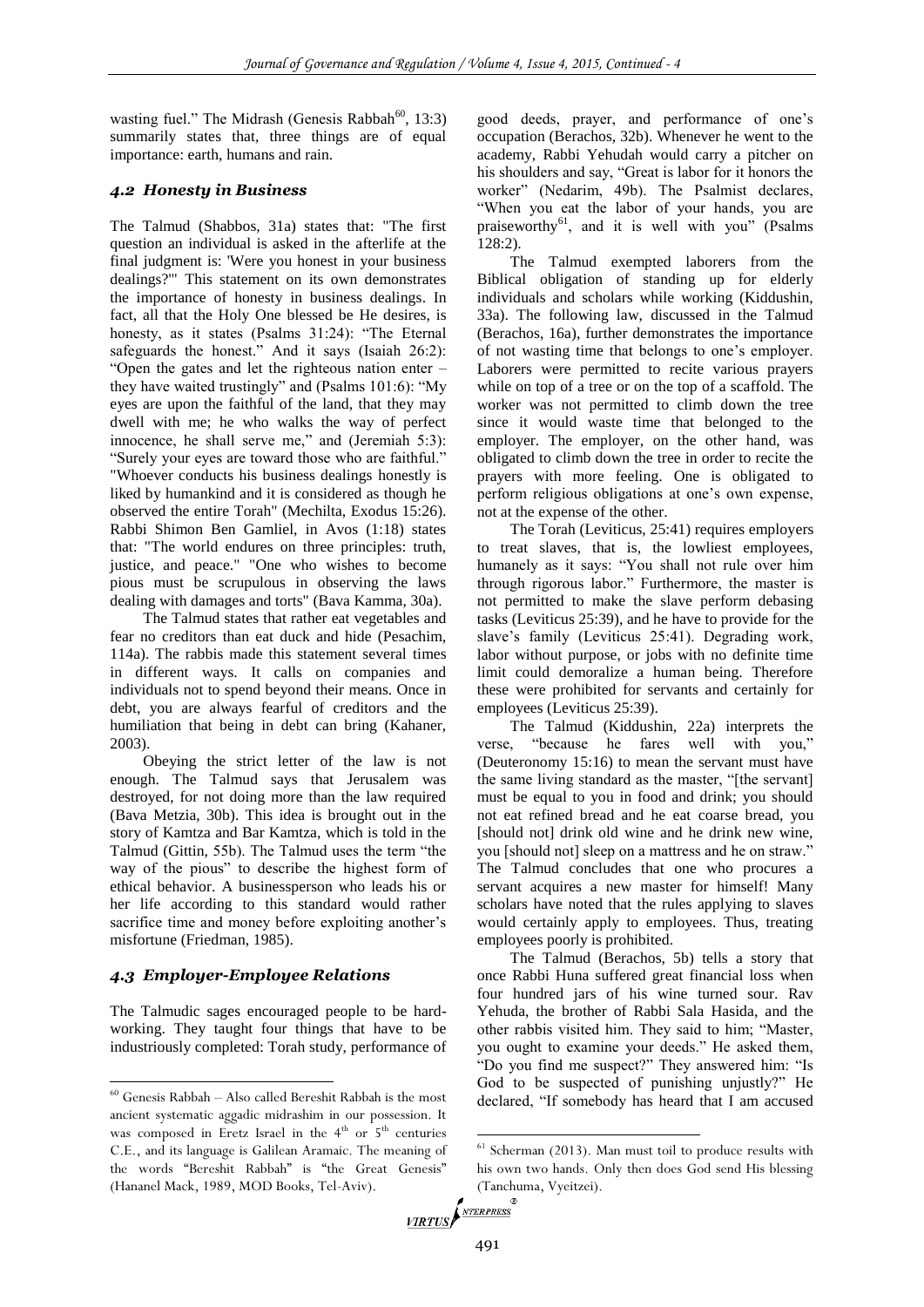wasting fuel." The Midrash (Genesis Rabbah[60], 13:3) summarily states that, three things are of equal importance: earth, humans and rain.

### *4.2 Honesty in Business*

The Talmud (Shabbos, 31a) states that: "The first question an individual is asked in the afterlife at the final judgment is: 'Were you honest in your business dealings?'" This statement on its own demonstrates the importance of honesty in business dealings. In fact, all that the Holy One blessed be He desires, is honesty, as it states (Psalms 31:24): "The Eternal safeguards the honest." And it says (Isaiah 26:2): "Open the gates and let the righteous nation enter – they have waited trustingly" and (Psalms 101:6): "My eyes are upon the faithful of the land, that they may dwell with me; he who walks the way of perfect innocence, he shall serve me," and (Jeremiah 5:3): "Surely your eyes are toward those who are faithful." "Whoever conducts his business dealings honestly is liked by humankind and it is considered as though he observed the entire Torah" (Mechilta, Exodus 15:26). Rabbi Shimon Ben Gamliel, in Avos (1:18) states that: "The world endures on three principles: truth, justice, and peace." "One who wishes to become pious must be scrupulous in observing the laws dealing with damages and torts" (Bava Kamma, 30a).

The Talmud states that rather eat vegetables and fear no creditors than eat duck and hide (Pesachim, 114a). The rabbis made this statement several times in different ways. It calls on companies and individuals not to spend beyond their means. Once in debt, you are always fearful of creditors and the humiliation that being in debt can bring (Kahaner, 2003).

Obeying the strict letter of the law is not enough. The Talmud says that Jerusalem was destroyed, for not doing more than the law required (Bava Metzia, 30b). This idea is brought out in the story of Kamtza and Bar Kamtza, which is told in the Talmud (Gittin, 55b). The Talmud uses the term "the way of the pious" to describe the highest form of ethical behavior. A businessperson who leads his or her life according to this standard would rather sacrifice time and money before exploiting another's misfortune (Friedman, 1985).

### *4.3 Employer-Employee Relations*

The Talmudic sages encouraged people to be hard-working. They taught four things that have to be industriously completed: Torah study, performance of good deeds, prayer, and performance of one's occupation (Berachos, 32b). Whenever he went to the academy, Rabbi Yehudah would carry a pitcher on his shoulders and say, "Great is labor for it honors the worker" (Nedarim, 49b). The Psalmist declares, "When you eat the labor of your hands, you are praiseworthy[61], and it is well with you" (Psalms 128:2).

The Talmud exempted laborers from the Biblical obligation of standing up for elderly individuals and scholars while working (Kiddushin, 33a). The following law, discussed in the Talmud (Berachos, 16a), further demonstrates the importance of not wasting time that belongs to one's employer. Laborers were permitted to recite various prayers while on top of a tree or on the top of a scaffold. The worker was not permitted to climb down the tree since it would waste time that belonged to the employer. The employer, on the other hand, was obligated to climb down the tree in order to recite the prayers with more feeling. One is obligated to perform religious obligations at one's own expense, not at the expense of the other.

The Torah (Leviticus, 25:41) requires employers to treat slaves, that is, the lowliest employees, humanely as it says: "You shall not rule over him through rigorous labor." Furthermore, the master is not permitted to make the slave perform debasing tasks (Leviticus 25:39), and he have to provide for the slave's family (Leviticus 25:41). Degrading work, labor without purpose, or jobs with no definite time limit could demoralize a human being. Therefore these were prohibited for servants and certainly for employees (Leviticus 25:39).

The Talmud (Kiddushin, 22a) interprets the verse, "because he fares well with you," (Deuteronomy 15:16) to mean the servant must have the same living standard as the master, "[the servant] must be equal to you in food and drink; you should not eat refined bread and he eat coarse bread, you [should not] drink old wine and he drink new wine, you [should not] sleep on a mattress and he on straw." The Talmud concludes that one who procures a servant acquires a new master for himself! Many scholars have noted that the rules applying to slaves would certainly apply to employees. Thus, treating employees poorly is prohibited.

The Talmud (Berachos, 5b) tells a story that once Rabbi Huna suffered great financial loss when four hundred jars of his wine turned sour. Rav Yehuda, the brother of Rabbi Sala Hasida, and the other rabbis visited him. They said to him; "Master, you ought to examine your deeds." He asked them, "Do you find me suspect?" They answered him: "Is God to be suspected of punishing unjustly?" He declared, "If somebody has heard that I am accused

---

[60] Genesis Rabbah – Also called Bereshit Rabbah is the most ancient systematic aggadic midrashim in our possession. It was composed in Eretz Israel in the 4th or 5th centuries C.E., and its language is Galilean Aramaic. The meaning of the words "Bereshit Rabbah" is "the Great Genesis" (Hananel Mack, 1989, MOD Books, Tel-Aviv).

[61] Scherman (2013). Man must toil to produce results with his own two hands. Only then does God send His blessing (Tanchuma, Vyeitzei).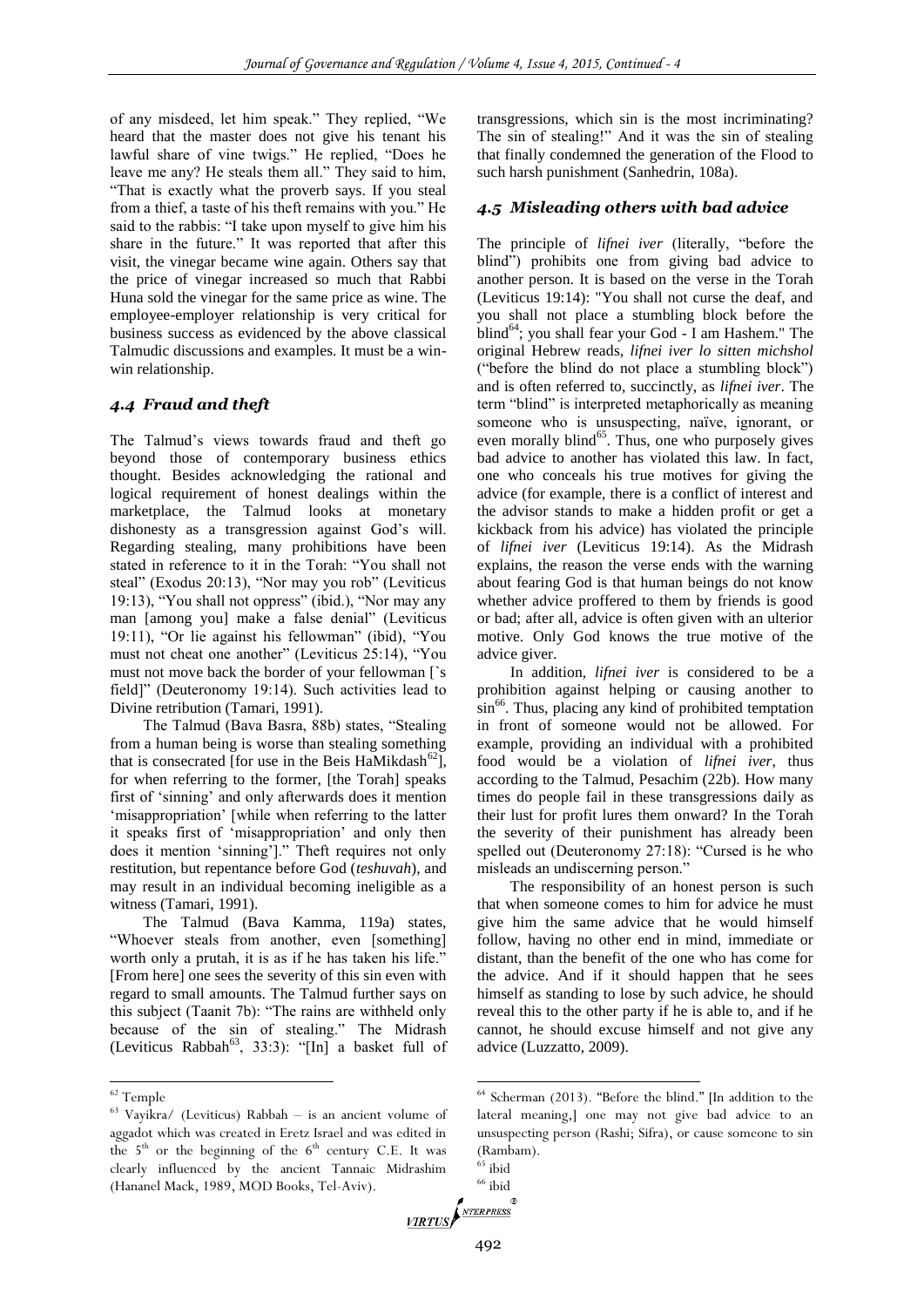of any misdeed, let him speak." They replied, "We heard that the master does not give his tenant his lawful share of vine twigs." He replied, "Does he leave me any? He steals them all." They said to him, "That is exactly what the proverb says. If you steal from a thief, a taste of his theft remains with you." He said to the rabbis: "I take upon myself to give him his share in the future." It was reported that after this visit, the vinegar became wine again. Others say that the price of vinegar increased so much that Rabbi Huna sold the vinegar for the same price as wine. The employee-employer relationship is very critical for business success as evidenced by the above classical Talmudic discussions and examples. It must be a win-win relationship.

### *4.4 Fraud and theft*

The Talmud's views towards fraud and theft go beyond those of contemporary business ethics thought. Besides acknowledging the rational and logical requirement of honest dealings within the marketplace, the Talmud looks at monetary dishonesty as a transgression against God's will. Regarding stealing, many prohibitions have been stated in reference to it in the Torah: "You shall not steal" (Exodus 20:13), "Nor may you rob" (Leviticus 19:13), "You shall not oppress" (ibid.), "Nor may any man [among you] make a false denial" (Leviticus 19:11), "Or lie against his fellowman" (ibid), "You must not cheat one another" (Leviticus 25:14), "You must not move back the border of your fellowman [`s field]" (Deuteronomy 19:14). Such activities lead to Divine retribution (Tamari, 1991).

The Talmud (Bava Basra, 88b) states, "Stealing from a human being is worse than stealing something that is consecrated [for use in the Beis HaMikdash[62]], for when referring to the former, [the Torah] speaks first of 'sinning' and only afterwards does it mention 'misappropriation' [while when referring to the latter it speaks first of 'misappropriation' and only then does it mention 'sinning']." Theft requires not only restitution, but repentance before God (*teshuvah*), and may result in an individual becoming ineligible as a witness (Tamari, 1991).

The Talmud (Bava Kamma, 119a) states, "Whoever steals from another, even [something] worth only a prutah, it is as if he has taken his life." [From here] one sees the severity of this sin even with regard to small amounts. The Talmud further says on this subject (Taanit 7b): "The rains are withheld only because of the sin of stealing." The Midrash (Leviticus Rabbah[63], 33:3): "[In] a basket full of transgressions, which sin is the most incriminating? The sin of stealing!" And it was the sin of stealing that finally condemned the generation of the Flood to such harsh punishment (Sanhedrin, 108a).

### *4.5 Misleading others with bad advice*

The principle of *lifnei iver* (literally, "before the blind") prohibits one from giving bad advice to another person. It is based on the verse in the Torah (Leviticus 19:14): "You shall not curse the deaf, and you shall not place a stumbling block before the blind[64]; you shall fear your God - I am Hashem." The original Hebrew reads, *lifnei iver lo sitten michshol* ("before the blind do not place a stumbling block") and is often referred to, succinctly, as *lifnei iver*. The term "blind" is interpreted metaphorically as meaning someone who is unsuspecting, naïve, ignorant, or even morally blind[65]. Thus, one who purposely gives bad advice to another has violated this law. In fact, one who conceals his true motives for giving the advice (for example, there is a conflict of interest and the advisor stands to make a hidden profit or get a kickback from his advice) has violated the principle of *lifnei iver* (Leviticus 19:14). As the Midrash explains, the reason the verse ends with the warning about fearing God is that human beings do not know whether advice proffered to them by friends is good or bad; after all, advice is often given with an ulterior motive. Only God knows the true motive of the advice giver.

In addition, *lifnei iver* is considered to be a prohibition against helping or causing another to sin[66]. Thus, placing any kind of prohibited temptation in front of someone would not be allowed. For example, providing an individual with a prohibited food would be a violation of *lifnei iver,* thus according to the Talmud, Pesachim (22b). How many times do people fail in these transgressions daily as their lust for profit lures them onward? In the Torah the severity of their punishment has already been spelled out (Deuteronomy 27:18): "Cursed is he who misleads an undiscerning person."

The responsibility of an honest person is such that when someone comes to him for advice he must give him the same advice that he would himself follow, having no other end in mind, immediate or distant, than the benefit of the one who has come for the advice. And if it should happen that he sees himself as standing to lose by such advice, he should reveal this to the other party if he is able to, and if he cannot, he should excuse himself and not give any advice (Luzzatto, 2009).

---

[62] Temple

[63] Vayikra/ (Leviticus) Rabbah – is an ancient volume of aggadot which was created in Eretz Israel and was edited in the 5th or the beginning of the 6th century C.E. It was clearly influenced by the ancient Tannaic Midrashim (Hananel Mack, 1989, MOD Books, Tel-Aviv).

[64] Scherman (2013). "Before the blind." [In addition to the lateral meaning,] one may not give bad advice to an unsuspecting person (Rashi; Sifra), or cause someone to sin (Rambam).

[65] ibid

[66] ibid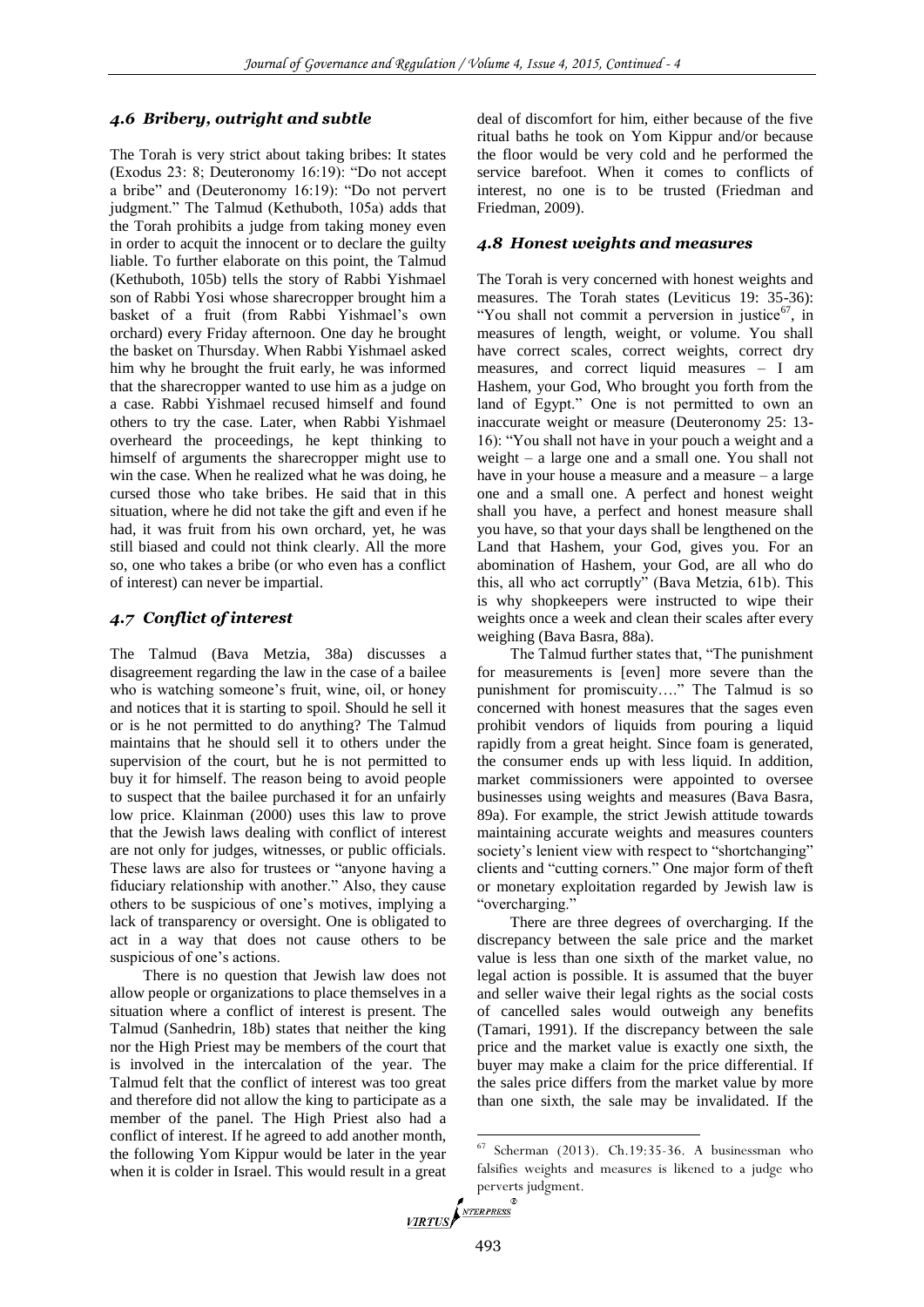### 4.6 Bribery, outright and subtle

The Torah is very strict about taking bribes: It states (Exodus 23: 8; Deuteronomy 16:19): "Do not accept a bribe" and (Deuteronomy 16:19): "Do not pervert judgment." The Talmud (Kethuboth, 105a) adds that the Torah prohibits a judge from taking money even in order to acquit the innocent or to declare the guilty liable. To further elaborate on this point, the Talmud (Kethuboth, 105b) tells the story of Rabbi Yishmael son of Rabbi Yosi whose sharecropper brought him a basket of a fruit (from Rabbi Yishmael's own orchard) every Friday afternoon. One day he brought the basket on Thursday. When Rabbi Yishmael asked him why he brought the fruit early, he was informed that the sharecropper wanted to use him as a judge on a case. Rabbi Yishmael recused himself and found others to try the case. Later, when Rabbi Yishmael overheard the proceedings, he kept thinking to himself of arguments the sharecropper might use to win the case. When he realized what he was doing, he cursed those who take bribes. He said that in this situation, where he did not take the gift and even if he had, it was fruit from his own orchard, yet, he was still biased and could not think clearly. All the more so, one who takes a bribe (or who even has a conflict of interest) can never be impartial.

### 4.7 Conflict of interest

The Talmud (Bava Metzia, 38a) discusses a disagreement regarding the law in the case of a bailee who is watching someone's fruit, wine, oil, or honey and notices that it is starting to spoil. Should he sell it or is he not permitted to do anything? The Talmud maintains that he should sell it to others under the supervision of the court, but he is not permitted to buy it for himself. The reason being to avoid people to suspect that the bailee purchased it for an unfairly low price. Klainman (2000) uses this law to prove that the Jewish laws dealing with conflict of interest are not only for judges, witnesses, or public officials. These laws are also for trustees or "anyone having a fiduciary relationship with another." Also, they cause others to be suspicious of one's motives, implying a lack of transparency or oversight. One is obligated to act in a way that does not cause others to be suspicious of one's actions.

There is no question that Jewish law does not allow people or organizations to place themselves in a situation where a conflict of interest is present. The Talmud (Sanhedrin, 18b) states that neither the king nor the High Priest may be members of the court that is involved in the intercalation of the year. The Talmud felt that the conflict of interest was too great and therefore did not allow the king to participate as a member of the panel. The High Priest also had a conflict of interest. If he agreed to add another month, the following Yom Kippur would be later in the year when it is colder in Israel. This would result in a great deal of discomfort for him, either because of the five ritual baths he took on Yom Kippur and/or because the floor would be very cold and he performed the service barefoot. When it comes to conflicts of interest, no one is to be trusted (Friedman and Friedman, 2009).

### 4.8 Honest weights and measures

The Torah is very concerned with honest weights and measures. The Torah states (Leviticus 19: 35-36): "You shall not commit a perversion in justice[67], in measures of length, weight, or volume. You shall have correct scales, correct weights, correct dry measures, and correct liquid measures – I am Hashem, your God, Who brought you forth from the land of Egypt." One is not permitted to own an inaccurate weight or measure (Deuteronomy 25: 13-16): "You shall not have in your pouch a weight and a weight – a large one and a small one. You shall not have in your house a measure and a measure – a large one and a small one. A perfect and honest weight shall you have, a perfect and honest measure shall you have, so that your days shall be lengthened on the Land that Hashem, your God, gives you. For an abomination of Hashem, your God, are all who do this, all who act corruptly" (Bava Metzia, 61b). This is why shopkeepers were instructed to wipe their weights once a week and clean their scales after every weighing (Bava Basra, 88a).

The Talmud further states that, "The punishment for measurements is [even] more severe than the punishment for promiscuity…." The Talmud is so concerned with honest measures that the sages even prohibit vendors of liquids from pouring a liquid rapidly from a great height. Since foam is generated, the consumer ends up with less liquid. In addition, market commissioners were appointed to oversee businesses using weights and measures (Bava Basra, 89a). For example, the strict Jewish attitude towards maintaining accurate weights and measures counters society's lenient view with respect to "shortchanging" clients and "cutting corners." One major form of theft or monetary exploitation regarded by Jewish law is "overcharging."

There are three degrees of overcharging. If the discrepancy between the sale price and the market value is less than one sixth of the market value, no legal action is possible. It is assumed that the buyer and seller waive their legal rights as the social costs of cancelled sales would outweigh any benefits (Tamari, 1991). If the discrepancy between the sale price and the market value is exactly one sixth, the buyer may make a claim for the price differential. If the sales price differs from the market value by more than one sixth, the sale may be invalidated. If the

---

[67] Scherman (2013). Ch.19:35-36. A businessman who falsifies weights and measures is likened to a judge who perverts judgment.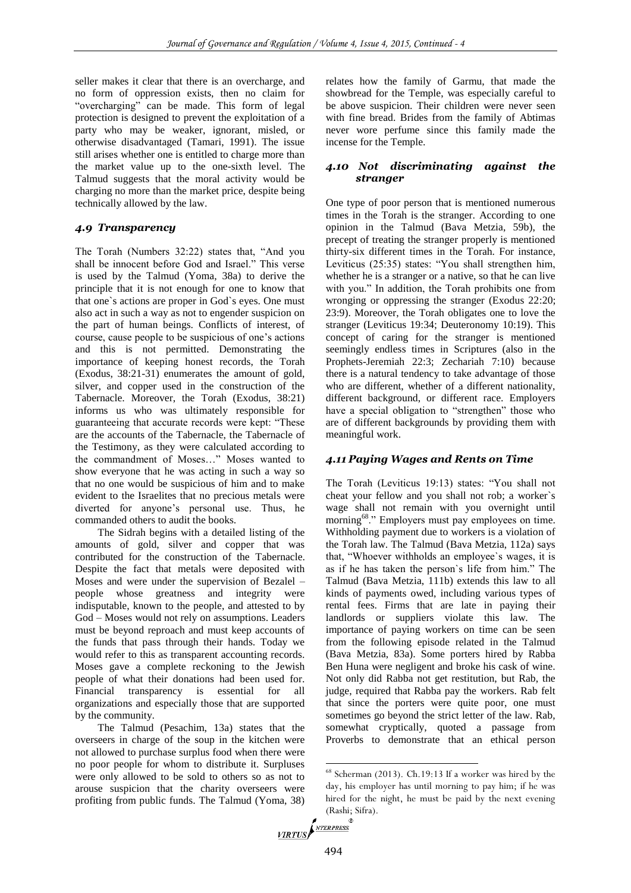seller makes it clear that there is an overcharge, and no form of oppression exists, then no claim for "overcharging" can be made. This form of legal protection is designed to prevent the exploitation of a party who may be weaker, ignorant, misled, or otherwise disadvantaged (Tamari, 1991). The issue still arises whether one is entitled to charge more than the market value up to the one-sixth level. The Talmud suggests that the moral activity would be charging no more than the market price, despite being technically allowed by the law.

### 4.9 Transparency

The Torah (Numbers 32:22) states that, "And you shall be innocent before God and Israel." This verse is used by the Talmud (Yoma, 38a) to derive the principle that it is not enough for one to know that that one`s actions are proper in God`s eyes. One must also act in such a way as not to engender suspicion on the part of human beings. Conflicts of interest, of course, cause people to be suspicious of one's actions and this is not permitted. Demonstrating the importance of keeping honest records, the Torah (Exodus, 38:21-31) enumerates the amount of gold, silver, and copper used in the construction of the Tabernacle. Moreover, the Torah (Exodus, 38:21) informs us who was ultimately responsible for guaranteeing that accurate records were kept: "These are the accounts of the Tabernacle, the Tabernacle of the Testimony, as they were calculated according to the commandment of Moses…" Moses wanted to show everyone that he was acting in such a way so that no one would be suspicious of him and to make evident to the Israelites that no precious metals were diverted for anyone's personal use. Thus, he commanded others to audit the books.

The Sidrah begins with a detailed listing of the amounts of gold, silver and copper that was contributed for the construction of the Tabernacle. Despite the fact that metals were deposited with Moses and were under the supervision of Bezalel – people whose greatness and integrity were indisputable, known to the people, and attested to by God – Moses would not rely on assumptions. Leaders must be beyond reproach and must keep accounts of the funds that pass through their hands. Today we would refer to this as transparent accounting records. Moses gave a complete reckoning to the Jewish people of what their donations had been used for. Financial transparency is essential for all organizations and especially those that are supported by the community.

The Talmud (Pesachim, 13a) states that the overseers in charge of the soup in the kitchen were not allowed to purchase surplus food when there were no poor people for whom to distribute it. Surpluses were only allowed to be sold to others so as not to arouse suspicion that the charity overseers were profiting from public funds. The Talmud (Yoma, 38) relates how the family of Garmu, that made the showbread for the Temple, was especially careful to be above suspicion. Their children were never seen with fine bread. Brides from the family of Abtimas never wore perfume since this family made the incense for the Temple.

### 4.10 Not discriminating against the stranger

One type of poor person that is mentioned numerous times in the Torah is the stranger. According to one opinion in the Talmud (Bava Metzia, 59b), the precept of treating the stranger properly is mentioned thirty-six different times in the Torah. For instance, Leviticus (25:35) states: "You shall strengthen him, whether he is a stranger or a native, so that he can live with you." In addition, the Torah prohibits one from wronging or oppressing the stranger (Exodus 22:20; 23:9). Moreover, the Torah obligates one to love the stranger (Leviticus 19:34; Deuteronomy 10:19). This concept of caring for the stranger is mentioned seemingly endless times in Scriptures (also in the Prophets-Jeremiah 22:3; Zechariah 7:10) because there is a natural tendency to take advantage of those who are different, whether of a different nationality, different background, or different race. Employers have a special obligation to "strengthen" those who are of different backgrounds by providing them with meaningful work.

### 4.11 Paying Wages and Rents on Time

The Torah (Leviticus 19:13) states: "You shall not cheat your fellow and you shall not rob; a worker`s wage shall not remain with you overnight until morning[68]." Employers must pay employees on time. Withholding payment due to workers is a violation of the Torah law. The Talmud (Bava Metzia, 112a) says that, "Whoever withholds an employee`s wages, it is as if he has taken the person`s life from him." The Talmud (Bava Metzia, 111b) extends this law to all kinds of payments owed, including various types of rental fees. Firms that are late in paying their landlords or suppliers violate this law. The importance of paying workers on time can be seen from the following episode related in the Talmud (Bava Metzia, 83a). Some porters hired by Rabba Ben Huna were negligent and broke his cask of wine. Not only did Rabba not get restitution, but Rab, the judge, required that Rabba pay the workers. Rab felt that since the porters were quite poor, one must sometimes go beyond the strict letter of the law. Rab, somewhat cryptically, quoted a passage from Proverbs to demonstrate that an ethical person

---

[68] Scherman (2013). Ch.19:13 If a worker was hired by the day, his employer has until morning to pay him; if he was hired for the night, he must be paid by the next evening (Rashi; Sifra).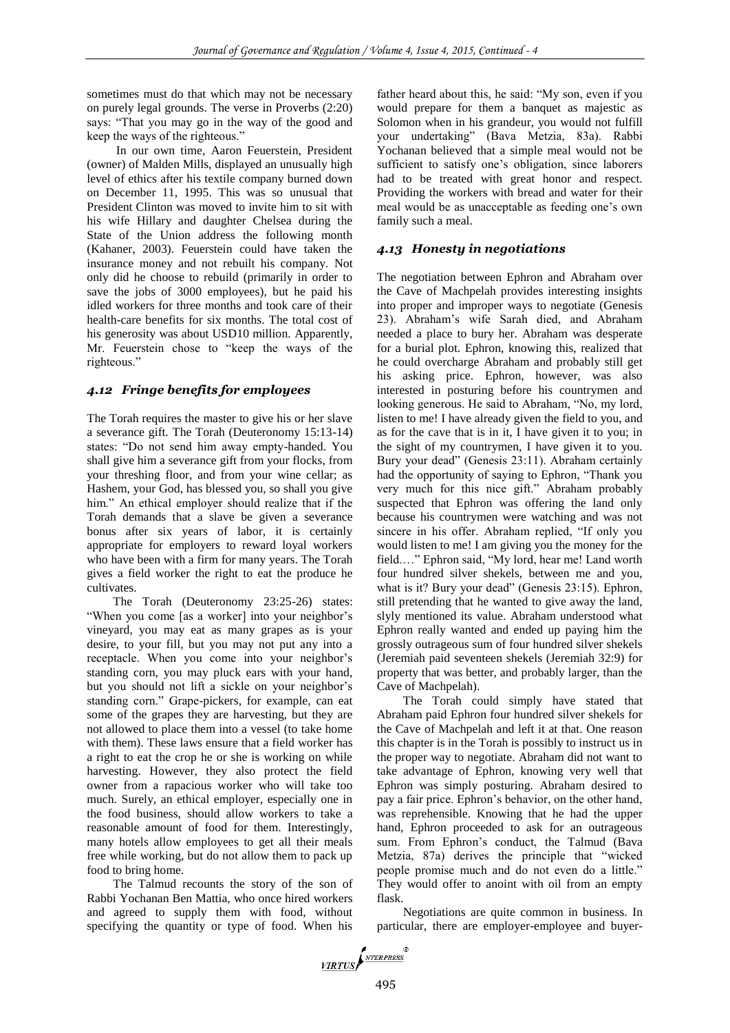sometimes must do that which may not be necessary on purely legal grounds. The verse in Proverbs (2:20) says: "That you may go in the way of the good and keep the ways of the righteous."

In our own time, Aaron Feuerstein, President (owner) of Malden Mills, displayed an unusually high level of ethics after his textile company burned down on December 11, 1995. This was so unusual that President Clinton was moved to invite him to sit with his wife Hillary and daughter Chelsea during the State of the Union address the following month (Kahaner, 2003). Feuerstein could have taken the insurance money and not rebuilt his company. Not only did he choose to rebuild (primarily in order to save the jobs of 3000 employees), but he paid his idled workers for three months and took care of their health-care benefits for six months. The total cost of his generosity was about USD10 million. Apparently, Mr. Feuerstein chose to "keep the ways of the righteous."

### *4.12 Fringe benefits for employees*

The Torah requires the master to give his or her slave a severance gift. The Torah (Deuteronomy 15:13-14) states: "Do not send him away empty-handed. You shall give him a severance gift from your flocks, from your threshing floor, and from your wine cellar; as Hashem, your God, has blessed you, so shall you give him." An ethical employer should realize that if the Torah demands that a slave be given a severance bonus after six years of labor, it is certainly appropriate for employers to reward loyal workers who have been with a firm for many years. The Torah gives a field worker the right to eat the produce he cultivates.

The Torah (Deuteronomy 23:25-26) states: "When you come [as a worker] into your neighbor's vineyard, you may eat as many grapes as is your desire, to your fill, but you may not put any into a receptacle. When you come into your neighbor's standing corn, you may pluck ears with your hand, but you should not lift a sickle on your neighbor's standing corn." Grape-pickers, for example, can eat some of the grapes they are harvesting, but they are not allowed to place them into a vessel (to take home with them). These laws ensure that a field worker has a right to eat the crop he or she is working on while harvesting. However, they also protect the field owner from a rapacious worker who will take too much. Surely, an ethical employer, especially one in the food business, should allow workers to take a reasonable amount of food for them. Interestingly, many hotels allow employees to get all their meals free while working, but do not allow them to pack up food to bring home.

The Talmud recounts the story of the son of Rabbi Yochanan Ben Mattia, who once hired workers and agreed to supply them with food, without specifying the quantity or type of food. When his father heard about this, he said: "My son, even if you would prepare for them a banquet as majestic as Solomon when in his grandeur, you would not fulfill your undertaking" (Bava Metzia, 83a). Rabbi Yochanan believed that a simple meal would not be sufficient to satisfy one's obligation, since laborers had to be treated with great honor and respect. Providing the workers with bread and water for their meal would be as unacceptable as feeding one's own family such a meal.

### *4.13 Honesty in negotiations*

The negotiation between Ephron and Abraham over the Cave of Machpelah provides interesting insights into proper and improper ways to negotiate (Genesis 23). Abraham's wife Sarah died, and Abraham needed a place to bury her. Abraham was desperate for a burial plot. Ephron, knowing this, realized that he could overcharge Abraham and probably still get his asking price. Ephron, however, was also interested in posturing before his countrymen and looking generous. He said to Abraham, "No, my lord, listen to me! I have already given the field to you, and as for the cave that is in it, I have given it to you; in the sight of my countrymen, I have given it to you. Bury your dead" (Genesis 23:11). Abraham certainly had the opportunity of saying to Ephron, "Thank you very much for this nice gift." Abraham probably suspected that Ephron was offering the land only because his countrymen were watching and was not sincere in his offer. Abraham replied, "If only you would listen to me! I am giving you the money for the field.…" Ephron said, "My lord, hear me! Land worth four hundred silver shekels, between me and you, what is it? Bury your dead" (Genesis 23:15). Ephron, still pretending that he wanted to give away the land, slyly mentioned its value. Abraham understood what Ephron really wanted and ended up paying him the grossly outrageous sum of four hundred silver shekels (Jeremiah paid seventeen shekels (Jeremiah 32:9) for property that was better, and probably larger, than the Cave of Machpelah).

The Torah could simply have stated that Abraham paid Ephron four hundred silver shekels for the Cave of Machpelah and left it at that. One reason this chapter is in the Torah is possibly to instruct us in the proper way to negotiate. Abraham did not want to take advantage of Ephron, knowing very well that Ephron was simply posturing. Abraham desired to pay a fair price. Ephron's behavior, on the other hand, was reprehensible. Knowing that he had the upper hand, Ephron proceeded to ask for an outrageous sum. From Ephron's conduct, the Talmud (Bava Metzia, 87a) derives the principle that "wicked people promise much and do not even do a little." They would offer to anoint with oil from an empty flask.

Negotiations are quite common in business. In particular, there are employer-employee and buyer-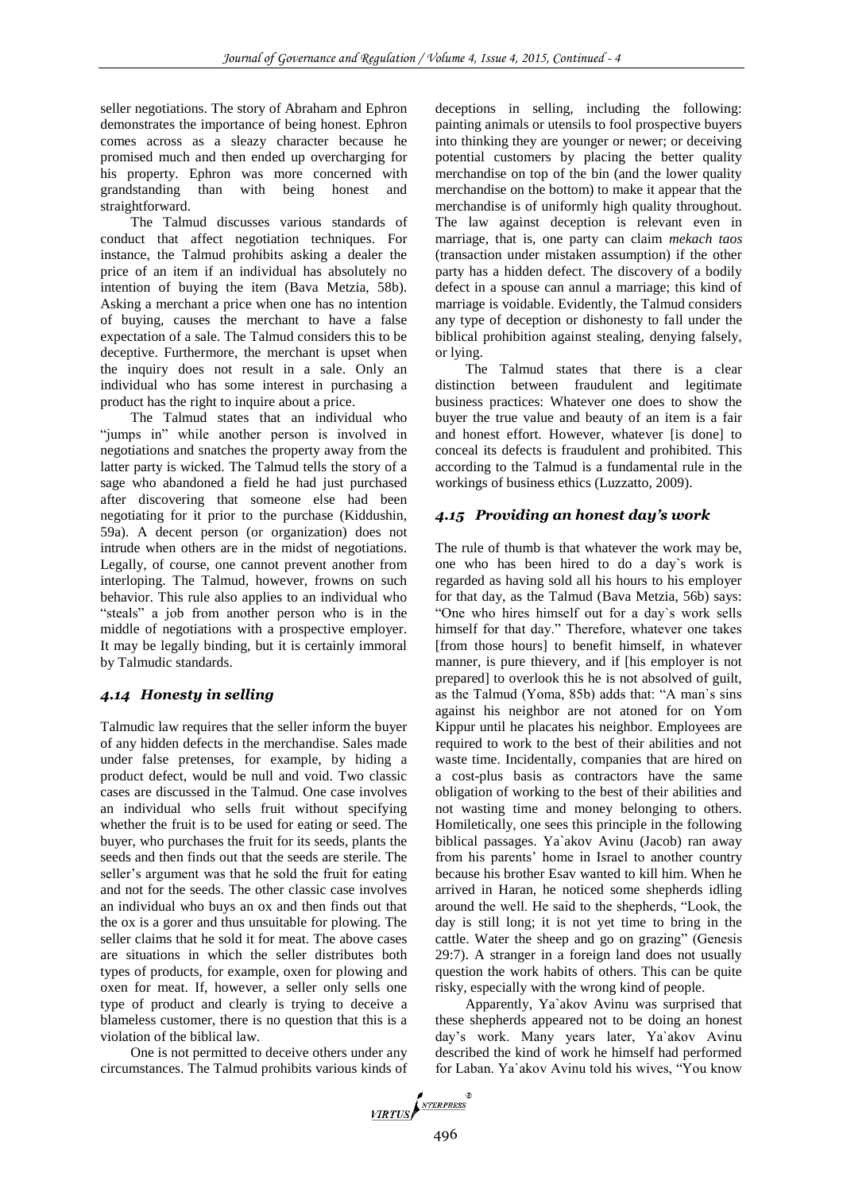seller negotiations. The story of Abraham and Ephron demonstrates the importance of being honest. Ephron comes across as a sleazy character because he promised much and then ended up overcharging for his property. Ephron was more concerned with grandstanding than with being honest and straightforward.

The Talmud discusses various standards of conduct that affect negotiation techniques. For instance, the Talmud prohibits asking a dealer the price of an item if an individual has absolutely no intention of buying the item (Bava Metzia, 58b). Asking a merchant a price when one has no intention of buying, causes the merchant to have a false expectation of a sale. The Talmud considers this to be deceptive. Furthermore, the merchant is upset when the inquiry does not result in a sale. Only an individual who has some interest in purchasing a product has the right to inquire about a price.

The Talmud states that an individual who "jumps in" while another person is involved in negotiations and snatches the property away from the latter party is wicked. The Talmud tells the story of a sage who abandoned a field he had just purchased after discovering that someone else had been negotiating for it prior to the purchase (Kiddushin, 59a). A decent person (or organization) does not intrude when others are in the midst of negotiations. Legally, of course, one cannot prevent another from interloping. The Talmud, however, frowns on such behavior. This rule also applies to an individual who "steals" a job from another person who is in the middle of negotiations with a prospective employer. It may be legally binding, but it is certainly immoral by Talmudic standards.

### *4.14 Honesty in selling*

Talmudic law requires that the seller inform the buyer of any hidden defects in the merchandise. Sales made under false pretenses, for example, by hiding a product defect, would be null and void. Two classic cases are discussed in the Talmud. One case involves an individual who sells fruit without specifying whether the fruit is to be used for eating or seed. The buyer, who purchases the fruit for its seeds, plants the seeds and then finds out that the seeds are sterile. The seller's argument was that he sold the fruit for eating and not for the seeds. The other classic case involves an individual who buys an ox and then finds out that the ox is a gorer and thus unsuitable for plowing. The seller claims that he sold it for meat. The above cases are situations in which the seller distributes both types of products, for example, oxen for plowing and oxen for meat. If, however, a seller only sells one type of product and clearly is trying to deceive a blameless customer, there is no question that this is a violation of the biblical law.

One is not permitted to deceive others under any circumstances. The Talmud prohibits various kinds of deceptions in selling, including the following: painting animals or utensils to fool prospective buyers into thinking they are younger or newer; or deceiving potential customers by placing the better quality merchandise on top of the bin (and the lower quality merchandise on the bottom) to make it appear that the merchandise is of uniformly high quality throughout. The law against deception is relevant even in marriage, that is, one party can claim *mekach taos* (transaction under mistaken assumption) if the other party has a hidden defect. The discovery of a bodily defect in a spouse can annul a marriage; this kind of marriage is voidable. Evidently, the Talmud considers any type of deception or dishonesty to fall under the biblical prohibition against stealing, denying falsely, or lying.

The Talmud states that there is a clear distinction between fraudulent and legitimate business practices: Whatever one does to show the buyer the true value and beauty of an item is a fair and honest effort. However, whatever [is done] to conceal its defects is fraudulent and prohibited. This according to the Talmud is a fundamental rule in the workings of business ethics (Luzzatto, 2009).

### *4.15 Providing an honest day's work*

The rule of thumb is that whatever the work may be, one who has been hired to do a day`s work is regarded as having sold all his hours to his employer for that day, as the Talmud (Bava Metzia, 56b) says: "One who hires himself out for a day`s work sells himself for that day." Therefore, whatever one takes [from those hours] to benefit himself, in whatever manner, is pure thievery, and if [his employer is not prepared] to overlook this he is not absolved of guilt, as the Talmud (Yoma, 85b) adds that: "A man`s sins against his neighbor are not atoned for on Yom Kippur until he placates his neighbor. Employees are required to work to the best of their abilities and not waste time. Incidentally, companies that are hired on a cost-plus basis as contractors have the same obligation of working to the best of their abilities and not wasting time and money belonging to others. Homiletically, one sees this principle in the following biblical passages. Ya`akov Avinu (Jacob) ran away from his parents' home in Israel to another country because his brother Esav wanted to kill him. When he arrived in Haran, he noticed some shepherds idling around the well. He said to the shepherds, "Look, the day is still long; it is not yet time to bring in the cattle. Water the sheep and go on grazing" (Genesis 29:7). A stranger in a foreign land does not usually question the work habits of others. This can be quite risky, especially with the wrong kind of people.

Apparently, Ya`akov Avinu was surprised that these shepherds appeared not to be doing an honest day's work. Many years later, Ya`akov Avinu described the kind of work he himself had performed for Laban. Ya`akov Avinu told his wives, "You know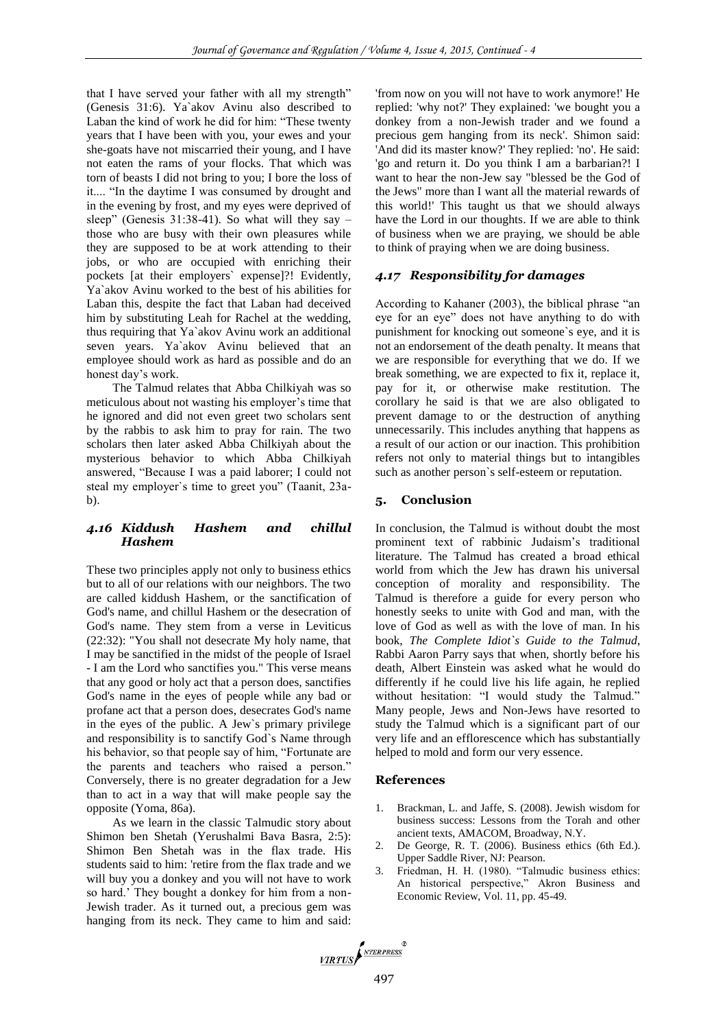that I have served your father with all my strength" (Genesis 31:6). Ya`akov Avinu also described to Laban the kind of work he did for him: "These twenty years that I have been with you, your ewes and your she-goats have not miscarried their young, and I have not eaten the rams of your flocks. That which was torn of beasts I did not bring to you; I bore the loss of it.... "In the daytime I was consumed by drought and in the evening by frost, and my eyes were deprived of sleep" (Genesis 31:38-41). So what will they say – those who are busy with their own pleasures while they are supposed to be at work attending to their jobs, or who are occupied with enriching their pockets [at their employers` expense]?! Evidently, Ya`akov Avinu worked to the best of his abilities for Laban this, despite the fact that Laban had deceived him by substituting Leah for Rachel at the wedding, thus requiring that Ya`akov Avinu work an additional seven years. Ya`akov Avinu believed that an employee should work as hard as possible and do an honest day's work.

The Talmud relates that Abba Chilkiyah was so meticulous about not wasting his employer's time that he ignored and did not even greet two scholars sent by the rabbis to ask him to pray for rain. The two scholars then later asked Abba Chilkiyah about the mysterious behavior to which Abba Chilkiyah answered, "Because I was a paid laborer; I could not steal my employer`s time to greet you" (Taanit, 23a-b).

### *4.16 Kiddush Hashem and chillul Hashem*

These two principles apply not only to business ethics but to all of our relations with our neighbors. The two are called kiddush Hashem, or the sanctification of God's name, and chillul Hashem or the desecration of God's name. They stem from a verse in Leviticus (22:32): "You shall not desecrate My holy name, that I may be sanctified in the midst of the people of Israel - I am the Lord who sanctifies you." This verse means that any good or holy act that a person does, sanctifies God's name in the eyes of people while any bad or profane act that a person does, desecrates God's name in the eyes of the public. A Jew`s primary privilege and responsibility is to sanctify God`s Name through his behavior, so that people say of him, "Fortunate are the parents and teachers who raised a person." Conversely, there is no greater degradation for a Jew than to act in a way that will make people say the opposite (Yoma, 86a).

As we learn in the classic Talmudic story about Shimon ben Shetah (Yerushalmi Bava Basra, 2:5): Shimon Ben Shetah was in the flax trade. His students said to him: 'retire from the flax trade and we will buy you a donkey and you will not have to work so hard.' They bought a donkey for him from a non-Jewish trader. As it turned out, a precious gem was hanging from its neck. They came to him and said: 'from now on you will not have to work anymore!' He replied: 'why not?' They explained: 'we bought you a donkey from a non-Jewish trader and we found a precious gem hanging from its neck'. Shimon said: 'And did its master know?' They replied: 'no'. He said: 'go and return it. Do you think I am a barbarian?! I want to hear the non-Jew say "blessed be the God of the Jews" more than I want all the material rewards of this world!' This taught us that we should always have the Lord in our thoughts. If we are able to think of business when we are praying, we should be able to think of praying when we are doing business.

### *4.17 Responsibility for damages*

According to Kahaner (2003), the biblical phrase "an eye for an eye" does not have anything to do with punishment for knocking out someone`s eye, and it is not an endorsement of the death penalty. It means that we are responsible for everything that we do. If we break something, we are expected to fix it, replace it, pay for it, or otherwise make restitution. The corollary he said is that we are also obligated to prevent damage to or the destruction of anything unnecessarily. This includes anything that happens as a result of our action or our inaction. This prohibition refers not only to material things but to intangibles such as another person`s self-esteem or reputation.

## 5. Conclusion

In conclusion, the Talmud is without doubt the most prominent text of rabbinic Judaism's traditional literature. The Talmud has created a broad ethical world from which the Jew has drawn his universal conception of morality and responsibility. The Talmud is therefore a guide for every person who honestly seeks to unite with God and man, with the love of God as well as with the love of man. In his book, *The Complete Idiot`s Guide to the Talmud*, Rabbi Aaron Parry says that when, shortly before his death, Albert Einstein was asked what he would do differently if he could live his life again, he replied without hesitation: "I would study the Talmud." Many people, Jews and Non-Jews have resorted to study the Talmud which is a significant part of our very life and an efflorescence which has substantially helped to mold and form our very essence.

## References

1. Brackman, L. and Jaffe, S. (2008). Jewish wisdom for business success: Lessons from the Torah and other ancient texts, AMACOM, Broadway, N.Y.
2. De George, R. T. (2006). Business ethics (6th Ed.). Upper Saddle River, NJ: Pearson.
3. Friedman, H. H. (1980). "Talmudic business ethics: An historical perspective," Akron Business and Economic Review, Vol. 11, pp. 45-49.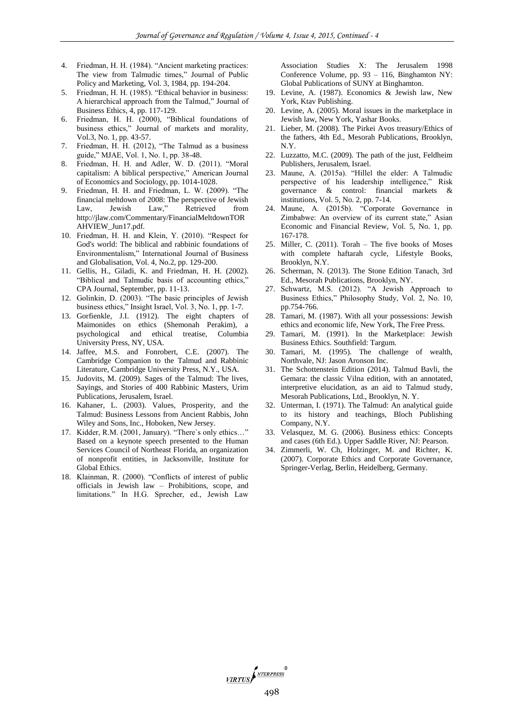4. Friedman, H. H. (1984). "Ancient marketing practices: The view from Talmudic times," Journal of Public Policy and Marketing, Vol. 3, 1984, pp. 194-204.
5. Friedman, H. H. (1985). "Ethical behavior in business: A hierarchical approach from the Talmud," Journal of Business Ethics, 4, pp. 117-129.
6. Friedman, H. H. (2000), "Biblical foundations of business ethics," Journal of markets and morality, Vol.3, No. 1, pp. 43-57.
7. Friedman, H. H. (2012), "The Talmud as a business guide," MJAE, Vol. 1, No. 1, pp. 38-48.
8. Friedman, H. H. and Adler, W. D. (2011). "Moral capitalism: A biblical perspective," American Journal of Economics and Sociology, pp. 1014-1028.
9. Friedman, H. H. and Friedman, L. W. (2009). "The financial meltdown of 2008: The perspective of Jewish Law, Jewish Law," Retrieved from http://jlaw.com/Commentary/FinancialMeltdownTORAHVIEW_Jun17.pdf.
10. Friedman, H. H. and Klein, Y. (2010). "Respect for God's world: The biblical and rabbinic foundations of Environmentalism," International Journal of Business and Globalisation, Vol. 4, No.2, pp. 129-200.
11. Gellis, H., Giladi, K. and Friedman, H. H. (2002). "Biblical and Talmudic basis of accounting ethics," CPA Journal, September, pp. 11-13.
12. Golinkin, D. (2003). "The basic principles of Jewish business ethics," Insight Israel, Vol. 3, No. 1, pp. 1-7.
13. Gorfienkle, J.I. (1912). The eight chapters of Maimonides on ethics (Shemonah Perakim), a psychological and ethical treatise, Columbia University Press, NY, USA.
14. Jaffee, M.S. and Fonrobert, C.E. (2007). The Cambridge Companion to the Talmud and Rabbinic Literature, Cambridge University Press, N.Y., USA.
15. Judovits, M. (2009). Sages of the Talmud: The lives, Sayings, and Stories of 400 Rabbinic Masters, Urim Publications, Jerusalem, Israel.
16. Kahaner, L. (2003). Values, Prosperity, and the Talmud: Business Lessons from Ancient Rabbis, John Wiley and Sons, Inc., Hoboken, New Jersey.
17. Kidder, R.M. (2001, January). "There`s only ethics…" Based on a keynote speech presented to the Human Services Council of Northeast Florida, an organization of nonprofit entities, in Jacksonville, Institute for Global Ethics.
18. Klainman, R. (2000). "Conflicts of interest of public officials in Jewish law – Prohibitions, scope, and limitations." In H.G. Sprecher, ed., Jewish Law Association Studies X: The Jerusalem 1998 Conference Volume, pp. 93 – 116, Binghamton NY: Global Publications of SUNY at Binghamton.
19. Levine, A. (1987). Economics & Jewish law, New York, Ktav Publishing.
20. Levine, A. (2005). Moral issues in the marketplace in Jewish law, New York, Yashar Books.
21. Lieber, M. (2008). The Pirkei Avos treasury/Ethics of the fathers, 4th Ed., Mesorah Publications, Brooklyn, N.Y.
22. Luzzatto, M.C. (2009). The path of the just, Feldheim Publishers, Jerusalem, Israel.
23. Maune, A. (2015a). "Hillel the elder: A Talmudic perspective of his leadership intelligence," Risk governance & control: financial markets & institutions, Vol. 5, No. 2, pp. 7-14.
24. Maune, A. (2015b). "Corporate Governance in Zimbabwe: An overview of its current state," Asian Economic and Financial Review, Vol. 5, No. 1, pp. 167-178.
25. Miller, C. (2011). Torah – The five books of Moses with complete haftarah cycle, Lifestyle Books, Brooklyn, N.Y.
26. Scherman, N. (2013). The Stone Edition Tanach, 3rd Ed., Mesorah Publications, Brooklyn, NY.
27. Schwartz, M.S. (2012). "A Jewish Approach to Business Ethics," Philosophy Study, Vol. 2, No. 10, pp.754-766.
28. Tamari, M. (1987). With all your possessions: Jewish ethics and economic life, New York, The Free Press.
29. Tamari, M. (1991). In the Marketplace: Jewish Business Ethics. Southfield: Targum.
30. Tamari, M. (1995). The challenge of wealth, Northvale, NJ: Jason Aronson Inc.
31. The Schottenstein Edition (2014). Talmud Bavli, the Gemara: the classic Vilna edition, with an annotated, interpretive elucidation, as an aid to Talmud study, Mesorah Publications, Ltd., Brooklyn, N. Y.
32. Unterman, I. (1971). The Talmud: An analytical guide to its history and teachings, Bloch Publishing Company, N.Y.
33. Velasquez, M. G. (2006). Business ethics: Concepts and cases (6th Ed.). Upper Saddle River, NJ: Pearson.
34. Zimmerli, W. Ch, Holzinger, M. and Richter, K. (2007). Corporate Ethics and Corporate Governance, Springer-Verlag, Berlin, Heidelberg, Germany.